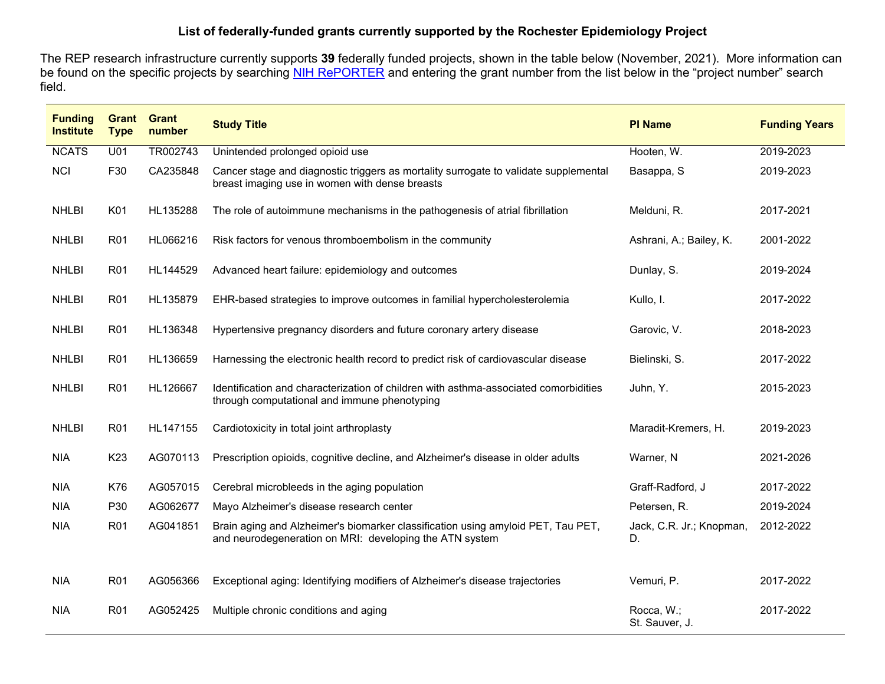**List of federally-funded grants currently supported by the Rochester Epidemiology Project**

The REP research infrastructure currently supports **39** federally funded projects, shown in the table below (November, 2021). More information can be found on the specific projects by searching NIH RePORTER and entering the grant number from the list below in the "project number" search field.

| Funding Institute | Grant Type | Grant number | Study Title | PI Name | Funding Years |
|---|---|---|---|---|---|
| NCATS | U01 | TR002743 | Unintended prolonged opioid use | Hooten, W. | 2019-2023 |
| NCI | F30 | CA235848 | Cancer stage and diagnostic triggers as mortality surrogate to validate supplemental breast imaging use in women with dense breasts | Basappa, S | 2019-2023 |
| NHLBI | K01 | HL135288 | The role of autoimmune mechanisms in the pathogenesis of atrial fibrillation | Melduni, R. | 2017-2021 |
| NHLBI | R01 | HL066216 | Risk factors for venous thromboembolism in the community | Ashrani, A.; Bailey, K. | 2001-2022 |
| NHLBI | R01 | HL144529 | Advanced heart failure: epidemiology and outcomes | Dunlay, S. | 2019-2024 |
| NHLBI | R01 | HL135879 | EHR-based strategies to improve outcomes in familial hypercholesterolemia | Kullo, I. | 2017-2022 |
| NHLBI | R01 | HL136348 | Hypertensive pregnancy disorders and future coronary artery disease | Garovic, V. | 2018-2023 |
| NHLBI | R01 | HL136659 | Harnessing the electronic health record to predict risk of cardiovascular disease | Bielinski, S. | 2017-2022 |
| NHLBI | R01 | HL126667 | Identification and characterization of children with asthma-associated comorbidities through computational and immune phenotyping | Juhn, Y. | 2015-2023 |
| NHLBI | R01 | HL147155 | Cardiotoxicity in total joint arthroplasty | Maradit-Kremers, H. | 2019-2023 |
| NIA | K23 | AG070113 | Prescription opioids, cognitive decline, and Alzheimer's disease in older adults | Warner, N | 2021-2026 |
| NIA | K76 | AG057015 | Cerebral microbleeds in the aging population | Graff-Radford, J | 2017-2022 |
| NIA | P30 | AG062677 | Mayo Alzheimer's disease research center | Petersen, R. | 2019-2024 |
| NIA | R01 | AG041851 | Brain aging and Alzheimer's biomarker classification using amyloid PET, Tau PET, and neurodegeneration on MRI: developing the ATN system | Jack, C.R. Jr.; Knopman, D. | 2012-2022 |
| NIA | R01 | AG056366 | Exceptional aging: Identifying modifiers of Alzheimer's disease trajectories | Vemuri, P. | 2017-2022 |
| NIA | R01 | AG052425 | Multiple chronic conditions and aging | Rocca, W.; St. Sauver, J. | 2017-2022 |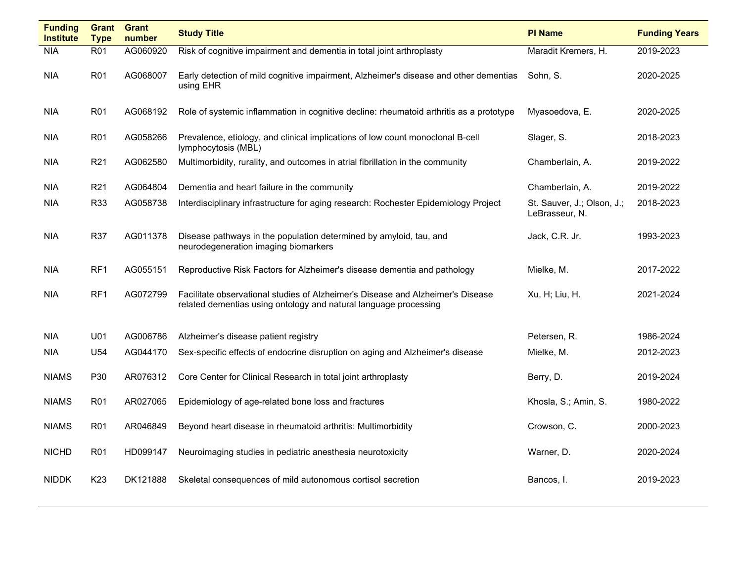| Funding Institute | Grant Type | Grant number | Study Title | PI Name | Funding Years |
|---|---|---|---|---|---|
| NIA | R01 | AG060920 | Risk of cognitive impairment and dementia in total joint arthroplasty | Maradit Kremers, H. | 2019-2023 |
| NIA | R01 | AG068007 | Early detection of mild cognitive impairment, Alzheimer's disease and other dementias using EHR | Sohn, S. | 2020-2025 |
| NIA | R01 | AG068192 | Role of systemic inflammation in cognitive decline: rheumatoid arthritis as a prototype | Myasoedova, E. | 2020-2025 |
| NIA | R01 | AG058266 | Prevalence, etiology, and clinical implications of low count monoclonal B-cell lymphocytosis (MBL) | Slager, S. | 2018-2023 |
| NIA | R21 | AG062580 | Multimorbidity, rurality, and outcomes in atrial fibrillation in the community | Chamberlain, A. | 2019-2022 |
| NIA | R21 | AG064804 | Dementia and heart failure in the community | Chamberlain, A. | 2019-2022 |
| NIA | R33 | AG058738 | Interdisciplinary infrastructure for aging research: Rochester Epidemiology Project | St. Sauver, J.; Olson, J.; LeBrasseur, N. | 2018-2023 |
| NIA | R37 | AG011378 | Disease pathways in the population determined by amyloid, tau, and neurodegeneration imaging biomarkers | Jack, C.R. Jr. | 1993-2023 |
| NIA | RF1 | AG055151 | Reproductive Risk Factors for Alzheimer's disease dementia and pathology | Mielke, M. | 2017-2022 |
| NIA | RF1 | AG072799 | Facilitate observational studies of Alzheimer's Disease and Alzheimer's Disease related dementias using ontology and natural language processing | Xu, H; Liu, H. | 2021-2024 |
| NIA | U01 | AG006786 | Alzheimer's disease patient registry | Petersen, R. | 1986-2024 |
| NIA | U54 | AG044170 | Sex-specific effects of endocrine disruption on aging and Alzheimer's disease | Mielke, M. | 2012-2023 |
| NIAMS | P30 | AR076312 | Core Center for Clinical Research in total joint arthroplasty | Berry, D. | 2019-2024 |
| NIAMS | R01 | AR027065 | Epidemiology of age-related bone loss and fractures | Khosla, S.; Amin, S. | 1980-2022 |
| NIAMS | R01 | AR046849 | Beyond heart disease in rheumatoid arthritis: Multimorbidity | Crowson, C. | 2000-2023 |
| NICHD | R01 | HD099147 | Neuroimaging studies in pediatric anesthesia neurotoxicity | Warner, D. | 2020-2024 |
| NIDDK | K23 | DK121888 | Skeletal consequences of mild autonomous cortisol secretion | Bancos, I. | 2019-2023 |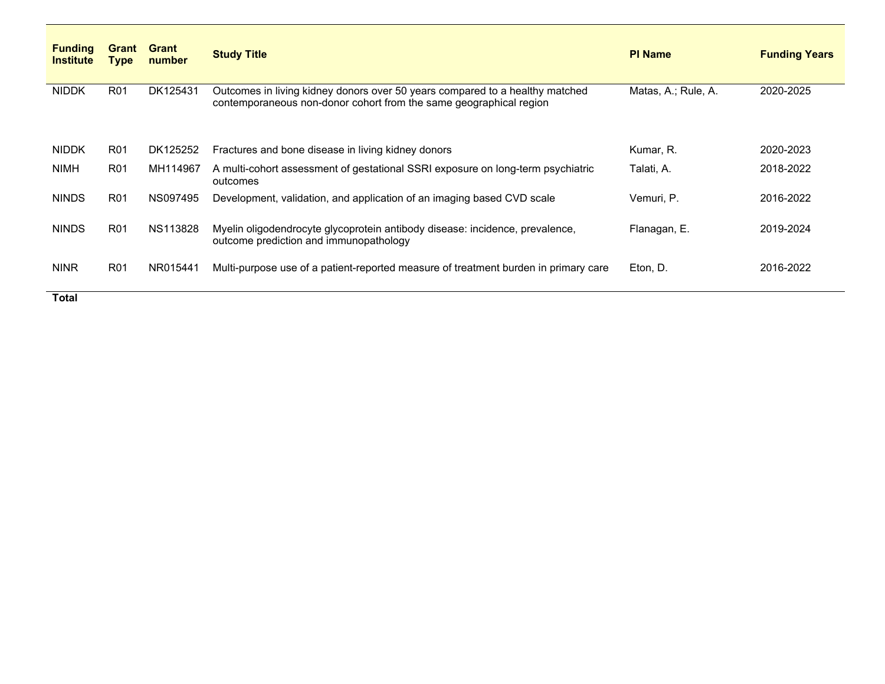| Funding Institute | Grant Type | Grant number | Study Title | PI Name | Funding Years |
| --- | --- | --- | --- | --- | --- |
| NIDDK | R01 | DK125431 | Outcomes in living kidney donors over 50 years compared to a healthy matched contemporaneous non-donor cohort from the same geographical region | Matas, A.; Rule, A. | 2020-2025 |
| NIDDK | R01 | DK125252 | Fractures and bone disease in living kidney donors | Kumar, R. | 2020-2023 |
| NIMH | R01 | MH114967 | A multi-cohort assessment of gestational SSRI exposure on long-term psychiatric outcomes | Talati, A. | 2018-2022 |
| NINDS | R01 | NS097495 | Development, validation, and application of an imaging based CVD scale | Vemuri, P. | 2016-2022 |
| NINDS | R01 | NS113828 | Myelin oligodendrocyte glycoprotein antibody disease: incidence, prevalence, outcome prediction and immunopathology | Flanagan, E. | 2019-2024 |
| NINR | R01 | NR015441 | Multi-purpose use of a patient-reported measure of treatment burden in primary care | Eton, D. | 2016-2022 |
| **Total** | | | | | |